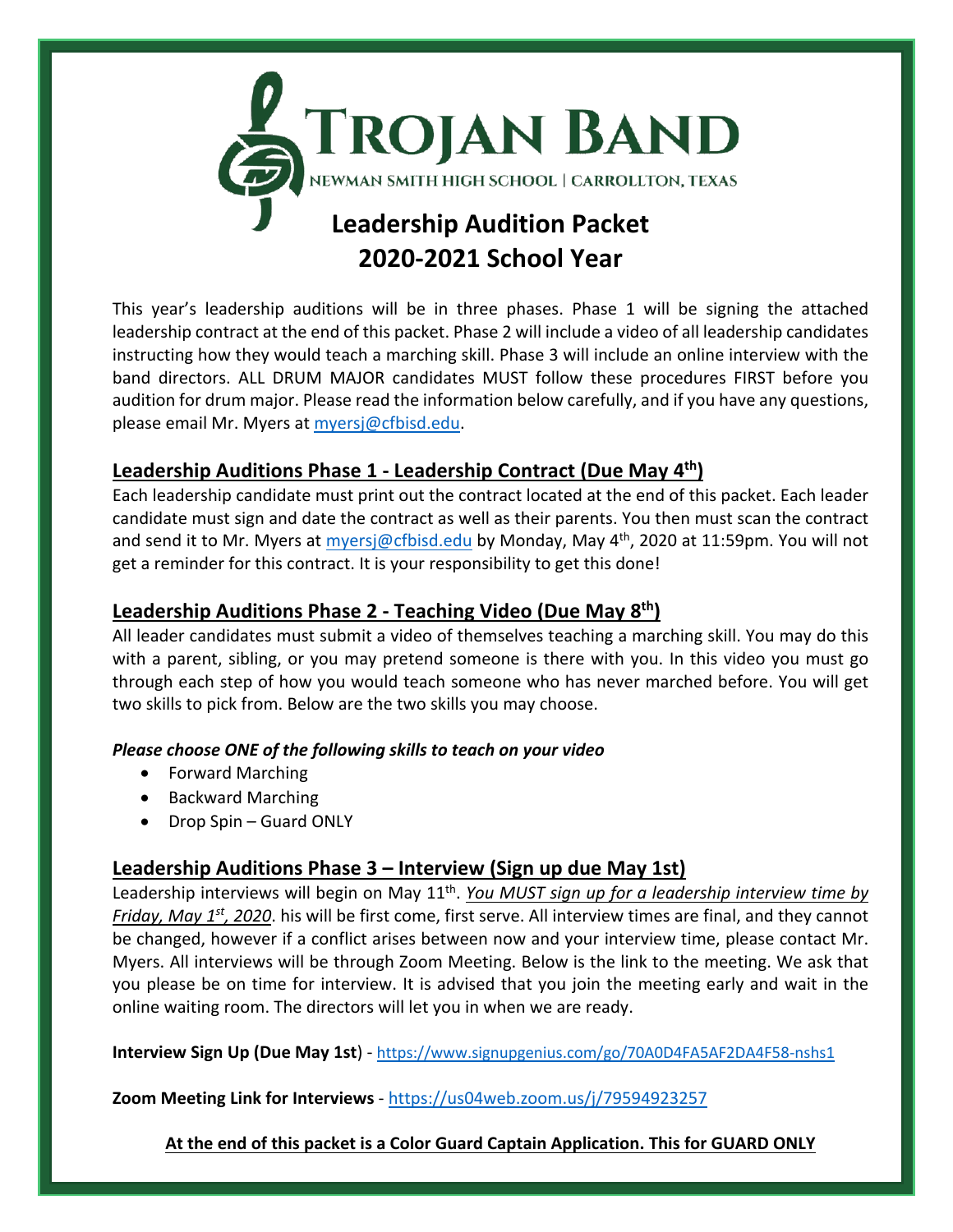# Trojan Band

NEWMAN SMITH HIGH SCHOOL | CARROLLTON, TEXAS

## Leadership Audition Packet
## 2020-2021 School Year

This year's leadership auditions will be in three phases. Phase 1 will be signing the attached leadership contract at the end of this packet. Phase 2 will include a video of all leadership candidates instructing how they would teach a marching skill. Phase 3 will include an online interview with the band directors. ALL DRUM MAJOR candidates MUST follow these procedures FIRST before you audition for drum major. Please read the information below carefully, and if you have any questions, please email Mr. Myers at myersj@cfbisd.edu.

### Leadership Auditions Phase 1 - Leadership Contract (Due May 4th)

Each leadership candidate must print out the contract located at the end of this packet. Each leader candidate must sign and date the contract as well as their parents. You then must scan the contract and send it to Mr. Myers at myersj@cfbisd.edu by Monday, May 4th, 2020 at 11:59pm. You will not get a reminder for this contract. It is your responsibility to get this done!

### Leadership Auditions Phase 2 - Teaching Video (Due May 8th)

All leader candidates must submit a video of themselves teaching a marching skill. You may do this with a parent, sibling, or you may pretend someone is there with you. In this video you must go through each step of how you would teach someone who has never marched before. You will get two skills to pick from. Below are the two skills you may choose.

***Please choose ONE of the following skills to teach on your video***

- Forward Marching
- Backward Marching
- Drop Spin – Guard ONLY

### Leadership Auditions Phase 3 – Interview (Sign up due May 1st)

Leadership interviews will begin on May 11th. *You MUST sign up for a leadership interview time by Friday, May 1st, 2020*. his will be first come, first serve. All interview times are final, and they cannot be changed, however if a conflict arises between now and your interview time, please contact Mr. Myers. All interviews will be through Zoom Meeting. Below is the link to the meeting. We ask that you please be on time for interview. It is advised that you join the meeting early and wait in the online waiting room. The directors will let you in when we are ready.

**Interview Sign Up (Due May 1st)** - https://www.signupgenius.com/go/70A0D4FA5AF2DA4F58-nshs1

**Zoom Meeting Link for Interviews** - https://us04web.zoom.us/j/79594923257

**At the end of this packet is a Color Guard Captain Application. This for GUARD ONLY**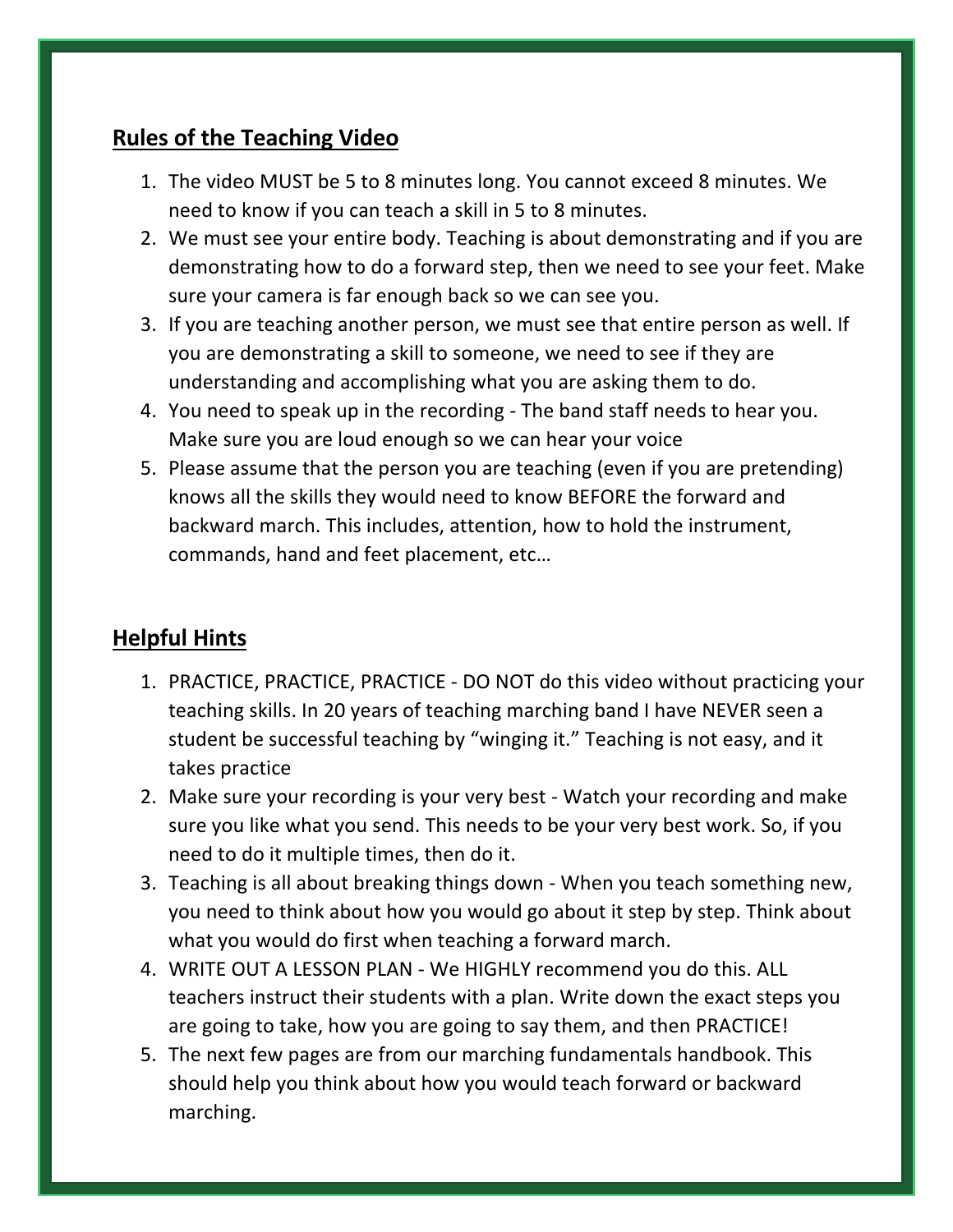## Rules of the Teaching Video

1. The video MUST be 5 to 8 minutes long. You cannot exceed 8 minutes. We need to know if you can teach a skill in 5 to 8 minutes.
2. We must see your entire body. Teaching is about demonstrating and if you are demonstrating how to do a forward step, then we need to see your feet. Make sure your camera is far enough back so we can see you.
3. If you are teaching another person, we must see that entire person as well. If you are demonstrating a skill to someone, we need to see if they are understanding and accomplishing what you are asking them to do.
4. You need to speak up in the recording - The band staff needs to hear you. Make sure you are loud enough so we can hear your voice
5. Please assume that the person you are teaching (even if you are pretending) knows all the skills they would need to know BEFORE the forward and backward march. This includes, attention, how to hold the instrument, commands, hand and feet placement, etc…

## Helpful Hints

1. PRACTICE, PRACTICE, PRACTICE - DO NOT do this video without practicing your teaching skills. In 20 years of teaching marching band I have NEVER seen a student be successful teaching by "winging it." Teaching is not easy, and it takes practice
2. Make sure your recording is your very best - Watch your recording and make sure you like what you send. This needs to be your very best work. So, if you need to do it multiple times, then do it.
3. Teaching is all about breaking things down - When you teach something new, you need to think about how you would go about it step by step. Think about what you would do first when teaching a forward march.
4. WRITE OUT A LESSON PLAN - We HIGHLY recommend you do this. ALL teachers instruct their students with a plan. Write down the exact steps you are going to take, how you are going to say them, and then PRACTICE!
5. The next few pages are from our marching fundamentals handbook. This should help you think about how you would teach forward or backward marching.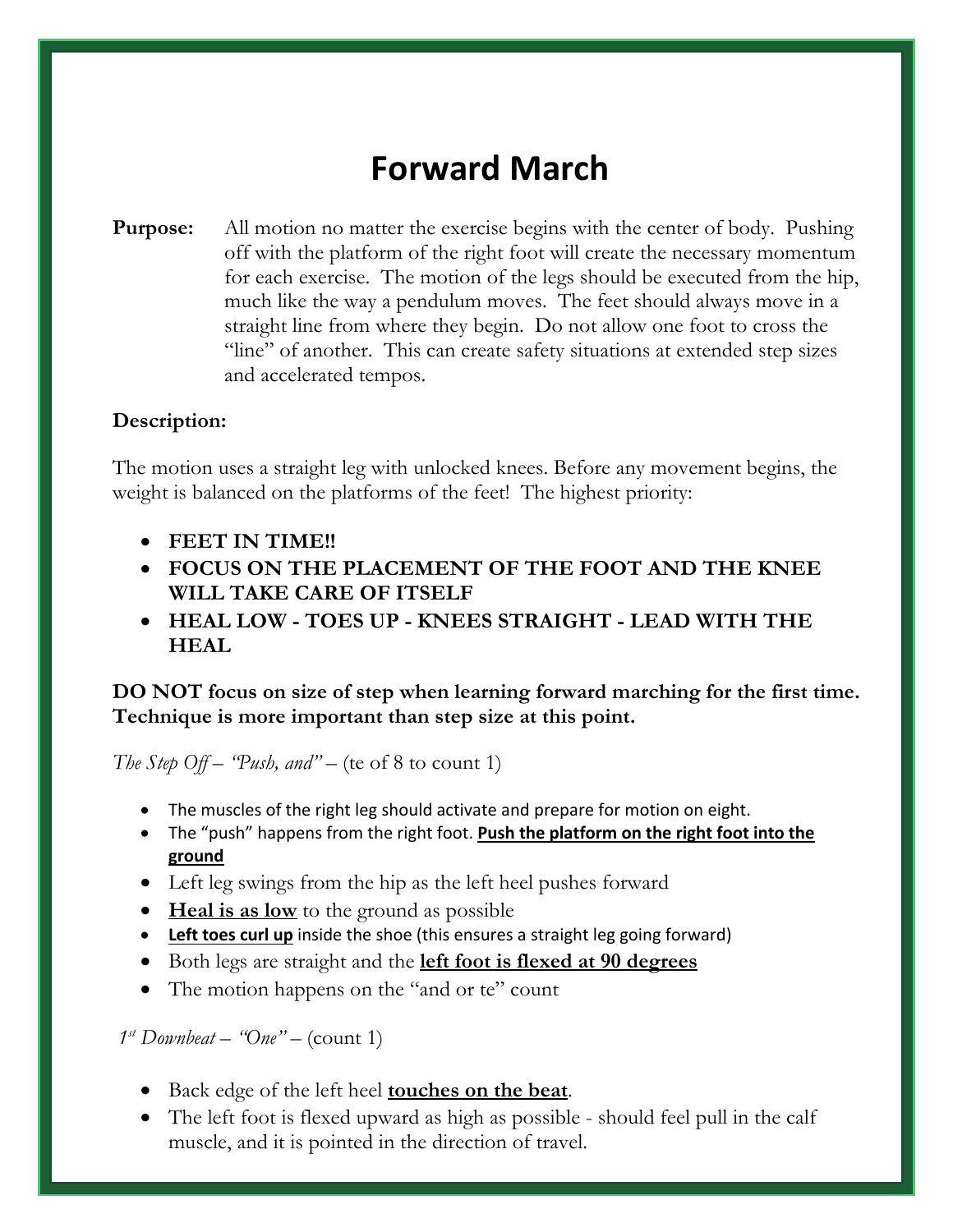# Forward March

**Purpose:** All motion no matter the exercise begins with the center of body. Pushing off with the platform of the right foot will create the necessary momentum for each exercise. The motion of the legs should be executed from the hip, much like the way a pendulum moves. The feet should always move in a straight line from where they begin. Do not allow one foot to cross the "line" of another. This can create safety situations at extended step sizes and accelerated tempos.

**Description:**

The motion uses a straight leg with unlocked knees. Before any movement begins, the weight is balanced on the platforms of the feet! The highest priority:

- **FEET IN TIME!!**
- **FOCUS ON THE PLACEMENT OF THE FOOT AND THE KNEE WILL TAKE CARE OF ITSELF**
- **HEAL LOW - TOES UP - KNEES STRAIGHT - LEAD WITH THE HEAL**

**DO NOT focus on size of step when learning forward marching for the first time. Technique is more important than step size at this point.**

*The Step Off – "Push, and"* – (te of 8 to count 1)

- The muscles of the right leg should activate and prepare for motion on eight.
- The "push" happens from the right foot. **<u>Push the platform on the right foot into the ground</u>**
- Left leg swings from the hip as the left heel pushes forward
- **<u>Heal is as low</u>** to the ground as possible
- **<u>Left toes curl up</u>** inside the shoe (this ensures a straight leg going forward)
- Both legs are straight and the **<u>left foot is flexed at 90 degrees</u>**
- The motion happens on the "and or te" count

*1st Downbeat – "One"* – (count 1)

- Back edge of the left heel **<u>touches on the beat</u>**.
- The left foot is flexed upward as high as possible - should feel pull in the calf muscle, and it is pointed in the direction of travel.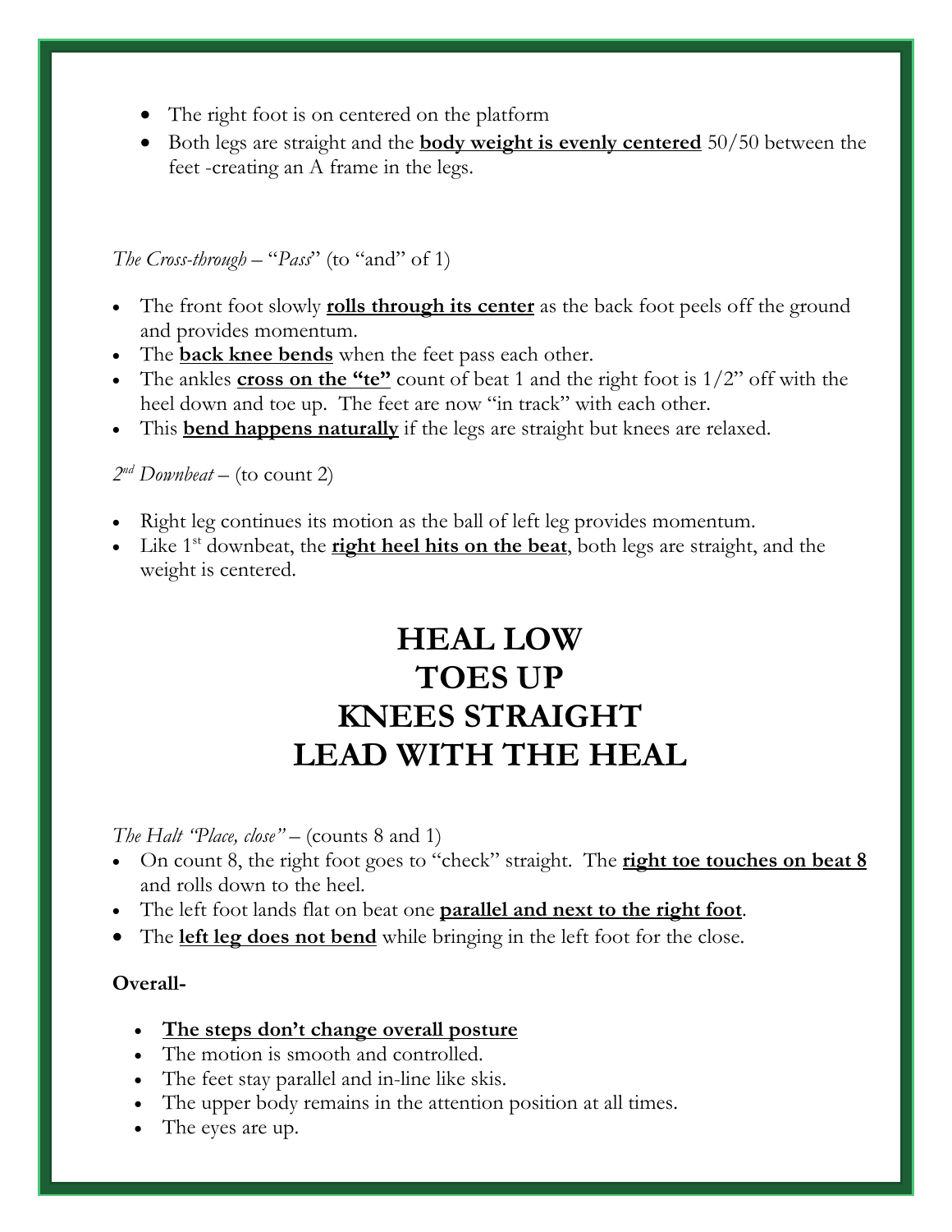- The right foot is on centered on the platform
- Both legs are straight and the **body weight is evenly centered** 50/50 between the feet -creating an A frame in the legs.

*The Cross-through* – "*Pass*" (to "and" of 1)

- The front foot slowly **rolls through its center** as the back foot peels off the ground and provides momentum.
- The **back knee bends** when the feet pass each other.
- The ankles **cross on the "te"** count of beat 1 and the right foot is 1/2" off with the heel down and toe up. The feet are now "in track" with each other.
- This **bend happens naturally** if the legs are straight but knees are relaxed.

*2nd Downbeat* – (to count 2)

- Right leg continues its motion as the ball of left leg provides momentum.
- Like 1st downbeat, the **right heel hits on the beat**, both legs are straight, and the weight is centered.

# HEAL LOW
# TOES UP
# KNEES STRAIGHT
# LEAD WITH THE HEAL

*The Halt "Place, close"* – (counts 8 and 1)

- On count 8, the right foot goes to "check" straight. The **right toe touches on beat 8** and rolls down to the heel.
- The left foot lands flat on beat one **parallel and next to the right foot**.
- The **left leg does not bend** while bringing in the left foot for the close.

**Overall-**

- **The steps don't change overall posture**
- The motion is smooth and controlled.
- The feet stay parallel and in-line like skis.
- The upper body remains in the attention position at all times.
- The eyes are up.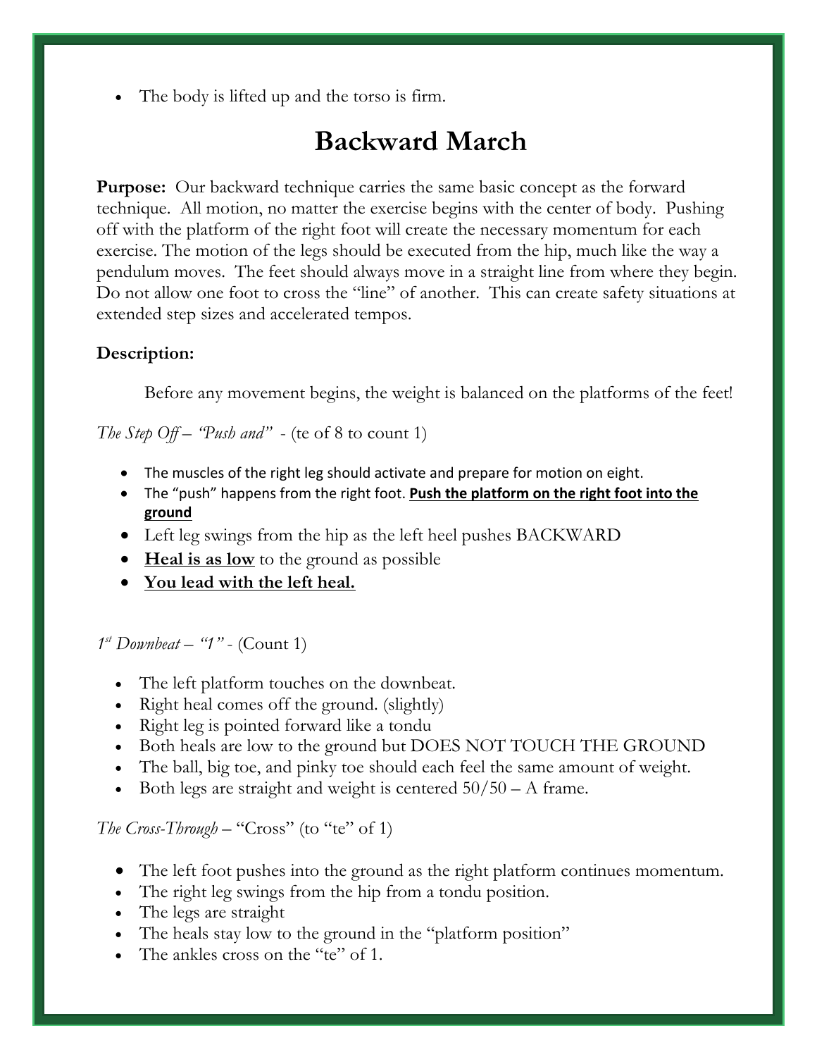- The body is lifted up and the torso is firm.

# Backward March

**Purpose:** Our backward technique carries the same basic concept as the forward technique. All motion, no matter the exercise begins with the center of body. Pushing off with the platform of the right foot will create the necessary momentum for each exercise. The motion of the legs should be executed from the hip, much like the way a pendulum moves. The feet should always move in a straight line from where they begin. Do not allow one foot to cross the "line" of another. This can create safety situations at extended step sizes and accelerated tempos.

**Description:**

Before any movement begins, the weight is balanced on the platforms of the feet!

*The Step Off – "Push and"* - (te of 8 to count 1)

- The muscles of the right leg should activate and prepare for motion on eight.
- The "push" happens from the right foot. **<u>Push the platform on the right foot into the ground</u>**
- Left leg swings from the hip as the left heel pushes BACKWARD
- **<u>Heal is as low</u>** to the ground as possible
- **<u>You lead with the left heal.</u>**

*1st Downbeat – "1"* - (Count 1)

- The left platform touches on the downbeat.
- Right heal comes off the ground. (slightly)
- Right leg is pointed forward like a tondu
- Both heals are low to the ground but DOES NOT TOUCH THE GROUND
- The ball, big toe, and pinky toe should each feel the same amount of weight.
- Both legs are straight and weight is centered 50/50 – A frame.

*The Cross-Through* – "Cross" (to "te" of 1)

- The left foot pushes into the ground as the right platform continues momentum.
- The right leg swings from the hip from a tondu position.
- The legs are straight
- The heals stay low to the ground in the "platform position"
- The ankles cross on the "te" of 1.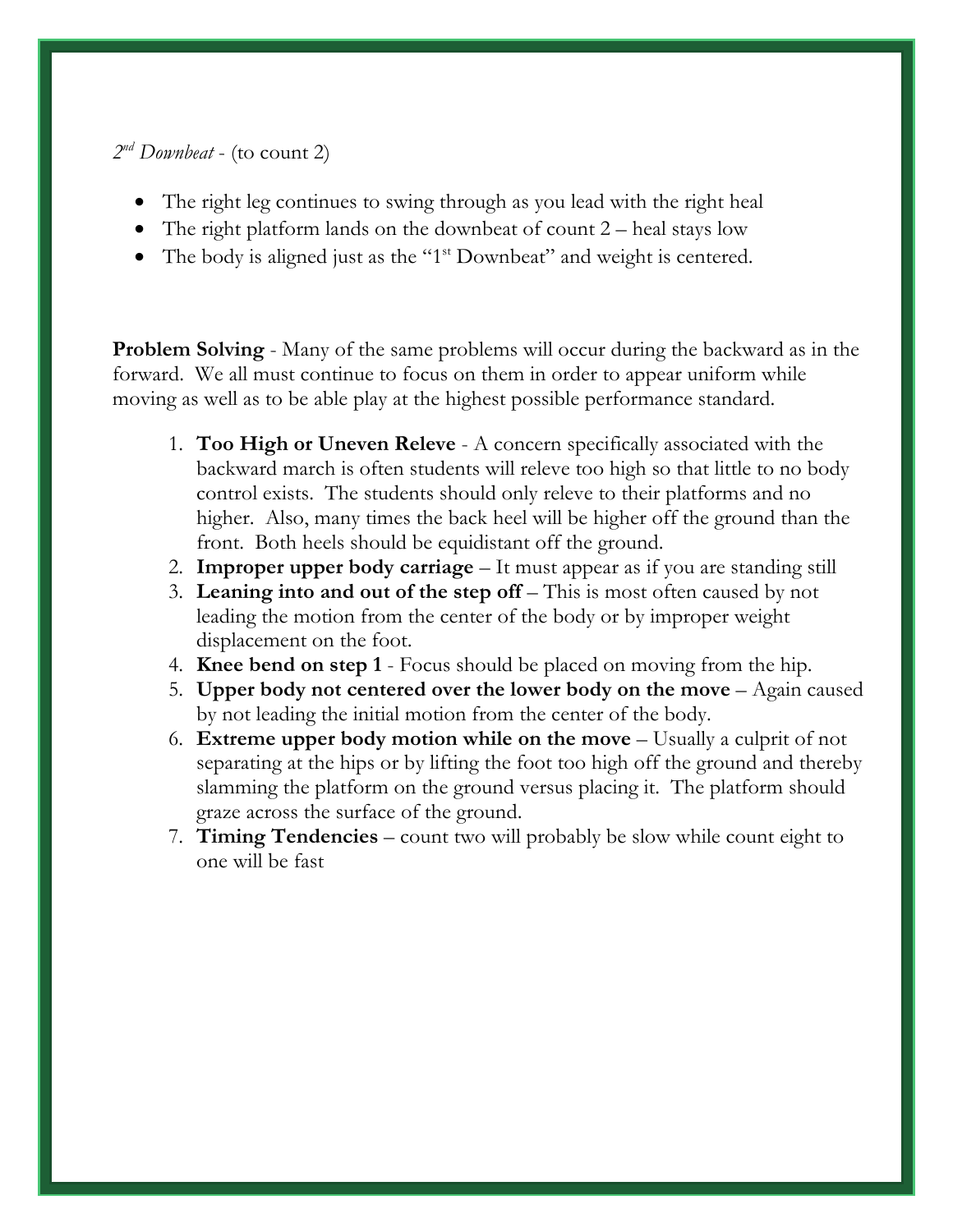*2nd Downbeat* - (to count 2)

- The right leg continues to swing through as you lead with the right heal
- The right platform lands on the downbeat of count 2 – heal stays low
- The body is aligned just as the "1st Downbeat" and weight is centered.

**Problem Solving** - Many of the same problems will occur during the backward as in the forward. We all must continue to focus on them in order to appear uniform while moving as well as to be able play at the highest possible performance standard.

1. **Too High or Uneven Releve** - A concern specifically associated with the backward march is often students will releve too high so that little to no body control exists. The students should only releve to their platforms and no higher. Also, many times the back heel will be higher off the ground than the front. Both heels should be equidistant off the ground.
2. **Improper upper body carriage** – It must appear as if you are standing still
3. **Leaning into and out of the step off** – This is most often caused by not leading the motion from the center of the body or by improper weight displacement on the foot.
4. **Knee bend on step 1** - Focus should be placed on moving from the hip.
5. **Upper body not centered over the lower body on the move** – Again caused by not leading the initial motion from the center of the body.
6. **Extreme upper body motion while on the move** – Usually a culprit of not separating at the hips or by lifting the foot too high off the ground and thereby slamming the platform on the ground versus placing it. The platform should graze across the surface of the ground.
7. **Timing Tendencies** – count two will probably be slow while count eight to one will be fast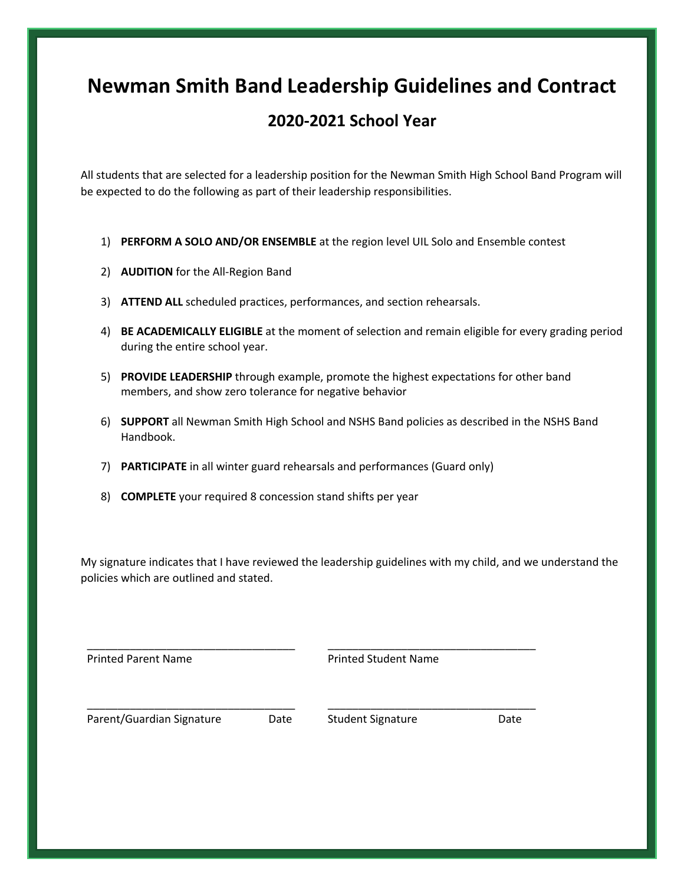# Newman Smith Band Leadership Guidelines and Contract

## 2020-2021 School Year

All students that are selected for a leadership position for the Newman Smith High School Band Program will be expected to do the following as part of their leadership responsibilities.

1) **PERFORM A SOLO AND/OR ENSEMBLE** at the region level UIL Solo and Ensemble contest
2) **AUDITION** for the All-Region Band
3) **ATTEND ALL** scheduled practices, performances, and section rehearsals.
4) **BE ACADEMICALLY ELIGIBLE** at the moment of selection and remain eligible for every grading period during the entire school year.
5) **PROVIDE LEADERSHIP** through example, promote the highest expectations for other band members, and show zero tolerance for negative behavior
6) **SUPPORT** all Newman Smith High School and NSHS Band policies as described in the NSHS Band Handbook.
7) **PARTICIPATE** in all winter guard rehearsals and performances (Guard only)
8) **COMPLETE** your required 8 concession stand shifts per year

My signature indicates that I have reviewed the leadership guidelines with my child, and we understand the policies which are outlined and stated.

\_\_\_\_\_\_\_\_\_\_\_\_\_\_\_\_\_\_\_\_\_\_\_\_\_\_\_\_\_\_\_\_\_\_
Printed Parent Name

\_\_\_\_\_\_\_\_\_\_\_\_\_\_\_\_\_\_\_\_\_\_\_\_\_\_\_\_\_\_\_\_\_\_
Printed Student Name

\_\_\_\_\_\_\_\_\_\_\_\_\_\_\_\_\_\_\_\_\_\_\_\_\_\_\_\_\_\_\_\_\_\_
Parent/Guardian Signature Date

\_\_\_\_\_\_\_\_\_\_\_\_\_\_\_\_\_\_\_\_\_\_\_\_\_\_\_\_\_\_\_\_\_\_
Student Signature Date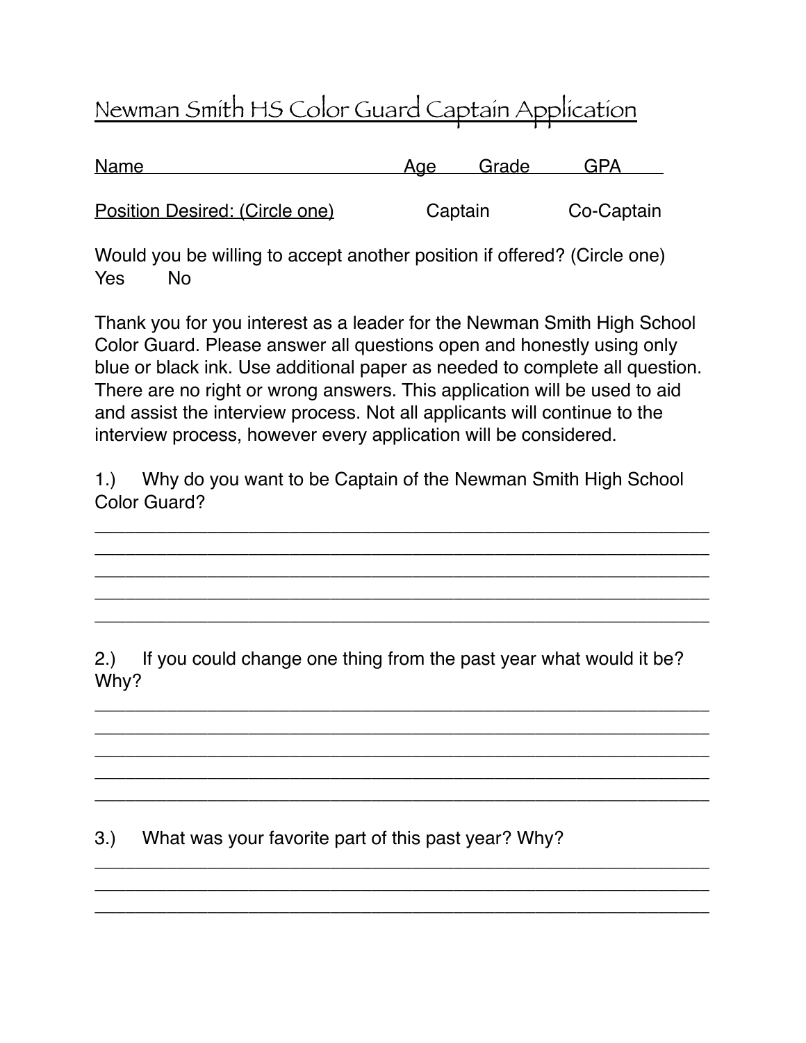# Newman Smith HS Color Guard Captain Application

Name ______________________________ Age ____ Grade ____ GPA ____

Position Desired: (Circle one) Captain Co-Captain

Would you be willing to accept another position if offered? (Circle one)
Yes No

Thank you for you interest as a leader for the Newman Smith High School Color Guard. Please answer all questions open and honestly using only blue or black ink. Use additional paper as needed to complete all question. There are no right or wrong answers. This application will be used to aid and assist the interview process. Not all applicants will continue to the interview process, however every application will be considered.

1.) Why do you want to be Captain of the Newman Smith High School Color Guard?

_____________________________________________________________
_____________________________________________________________
_____________________________________________________________
_____________________________________________________________
_____________________________________________________________

2.) If you could change one thing from the past year what would it be? Why?

_____________________________________________________________
_____________________________________________________________
_____________________________________________________________
_____________________________________________________________
_____________________________________________________________

3.) What was your favorite part of this past year? Why?

_____________________________________________________________
_____________________________________________________________
_____________________________________________________________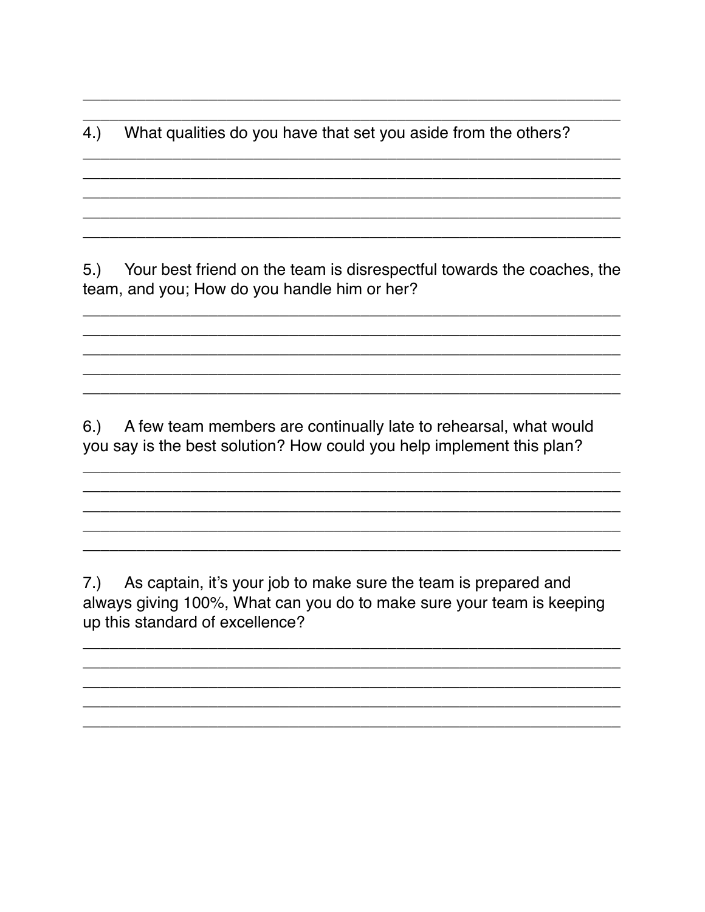\_\_\_\_\_\_\_\_\_\_\_\_\_\_\_\_\_\_\_\_\_\_\_\_\_\_\_\_\_\_\_\_\_\_\_\_\_\_\_\_\_\_\_\_\_\_\_\_\_\_\_\_\_\_\_\_\_\_\_\_
\_\_\_\_\_\_\_\_\_\_\_\_\_\_\_\_\_\_\_\_\_\_\_\_\_\_\_\_\_\_\_\_\_\_\_\_\_\_\_\_\_\_\_\_\_\_\_\_\_\_\_\_\_\_\_\_\_\_\_\_

4.) What qualities do you have that set you aside from the others?

\_\_\_\_\_\_\_\_\_\_\_\_\_\_\_\_\_\_\_\_\_\_\_\_\_\_\_\_\_\_\_\_\_\_\_\_\_\_\_\_\_\_\_\_\_\_\_\_\_\_\_\_\_\_\_\_\_\_\_\_
\_\_\_\_\_\_\_\_\_\_\_\_\_\_\_\_\_\_\_\_\_\_\_\_\_\_\_\_\_\_\_\_\_\_\_\_\_\_\_\_\_\_\_\_\_\_\_\_\_\_\_\_\_\_\_\_\_\_\_\_
\_\_\_\_\_\_\_\_\_\_\_\_\_\_\_\_\_\_\_\_\_\_\_\_\_\_\_\_\_\_\_\_\_\_\_\_\_\_\_\_\_\_\_\_\_\_\_\_\_\_\_\_\_\_\_\_\_\_\_\_
\_\_\_\_\_\_\_\_\_\_\_\_\_\_\_\_\_\_\_\_\_\_\_\_\_\_\_\_\_\_\_\_\_\_\_\_\_\_\_\_\_\_\_\_\_\_\_\_\_\_\_\_\_\_\_\_\_\_\_\_
\_\_\_\_\_\_\_\_\_\_\_\_\_\_\_\_\_\_\_\_\_\_\_\_\_\_\_\_\_\_\_\_\_\_\_\_\_\_\_\_\_\_\_\_\_\_\_\_\_\_\_\_\_\_\_\_\_\_\_\_

5.) Your best friend on the team is disrespectful towards the coaches, the team, and you; How do you handle him or her?

\_\_\_\_\_\_\_\_\_\_\_\_\_\_\_\_\_\_\_\_\_\_\_\_\_\_\_\_\_\_\_\_\_\_\_\_\_\_\_\_\_\_\_\_\_\_\_\_\_\_\_\_\_\_\_\_\_\_\_\_
\_\_\_\_\_\_\_\_\_\_\_\_\_\_\_\_\_\_\_\_\_\_\_\_\_\_\_\_\_\_\_\_\_\_\_\_\_\_\_\_\_\_\_\_\_\_\_\_\_\_\_\_\_\_\_\_\_\_\_\_
\_\_\_\_\_\_\_\_\_\_\_\_\_\_\_\_\_\_\_\_\_\_\_\_\_\_\_\_\_\_\_\_\_\_\_\_\_\_\_\_\_\_\_\_\_\_\_\_\_\_\_\_\_\_\_\_\_\_\_\_
\_\_\_\_\_\_\_\_\_\_\_\_\_\_\_\_\_\_\_\_\_\_\_\_\_\_\_\_\_\_\_\_\_\_\_\_\_\_\_\_\_\_\_\_\_\_\_\_\_\_\_\_\_\_\_\_\_\_\_\_
\_\_\_\_\_\_\_\_\_\_\_\_\_\_\_\_\_\_\_\_\_\_\_\_\_\_\_\_\_\_\_\_\_\_\_\_\_\_\_\_\_\_\_\_\_\_\_\_\_\_\_\_\_\_\_\_\_\_\_\_

6.) A few team members are continually late to rehearsal, what would you say is the best solution? How could you help implement this plan?

\_\_\_\_\_\_\_\_\_\_\_\_\_\_\_\_\_\_\_\_\_\_\_\_\_\_\_\_\_\_\_\_\_\_\_\_\_\_\_\_\_\_\_\_\_\_\_\_\_\_\_\_\_\_\_\_\_\_\_\_
\_\_\_\_\_\_\_\_\_\_\_\_\_\_\_\_\_\_\_\_\_\_\_\_\_\_\_\_\_\_\_\_\_\_\_\_\_\_\_\_\_\_\_\_\_\_\_\_\_\_\_\_\_\_\_\_\_\_\_\_
\_\_\_\_\_\_\_\_\_\_\_\_\_\_\_\_\_\_\_\_\_\_\_\_\_\_\_\_\_\_\_\_\_\_\_\_\_\_\_\_\_\_\_\_\_\_\_\_\_\_\_\_\_\_\_\_\_\_\_\_
\_\_\_\_\_\_\_\_\_\_\_\_\_\_\_\_\_\_\_\_\_\_\_\_\_\_\_\_\_\_\_\_\_\_\_\_\_\_\_\_\_\_\_\_\_\_\_\_\_\_\_\_\_\_\_\_\_\_\_\_
\_\_\_\_\_\_\_\_\_\_\_\_\_\_\_\_\_\_\_\_\_\_\_\_\_\_\_\_\_\_\_\_\_\_\_\_\_\_\_\_\_\_\_\_\_\_\_\_\_\_\_\_\_\_\_\_\_\_\_\_

7.) As captain, it's your job to make sure the team is prepared and always giving 100%, What can you do to make sure your team is keeping up this standard of excellence?

\_\_\_\_\_\_\_\_\_\_\_\_\_\_\_\_\_\_\_\_\_\_\_\_\_\_\_\_\_\_\_\_\_\_\_\_\_\_\_\_\_\_\_\_\_\_\_\_\_\_\_\_\_\_\_\_\_\_\_\_
\_\_\_\_\_\_\_\_\_\_\_\_\_\_\_\_\_\_\_\_\_\_\_\_\_\_\_\_\_\_\_\_\_\_\_\_\_\_\_\_\_\_\_\_\_\_\_\_\_\_\_\_\_\_\_\_\_\_\_\_
\_\_\_\_\_\_\_\_\_\_\_\_\_\_\_\_\_\_\_\_\_\_\_\_\_\_\_\_\_\_\_\_\_\_\_\_\_\_\_\_\_\_\_\_\_\_\_\_\_\_\_\_\_\_\_\_\_\_\_\_
\_\_\_\_\_\_\_\_\_\_\_\_\_\_\_\_\_\_\_\_\_\_\_\_\_\_\_\_\_\_\_\_\_\_\_\_\_\_\_\_\_\_\_\_\_\_\_\_\_\_\_\_\_\_\_\_\_\_\_\_
\_\_\_\_\_\_\_\_\_\_\_\_\_\_\_\_\_\_\_\_\_\_\_\_\_\_\_\_\_\_\_\_\_\_\_\_\_\_\_\_\_\_\_\_\_\_\_\_\_\_\_\_\_\_\_\_\_\_\_\_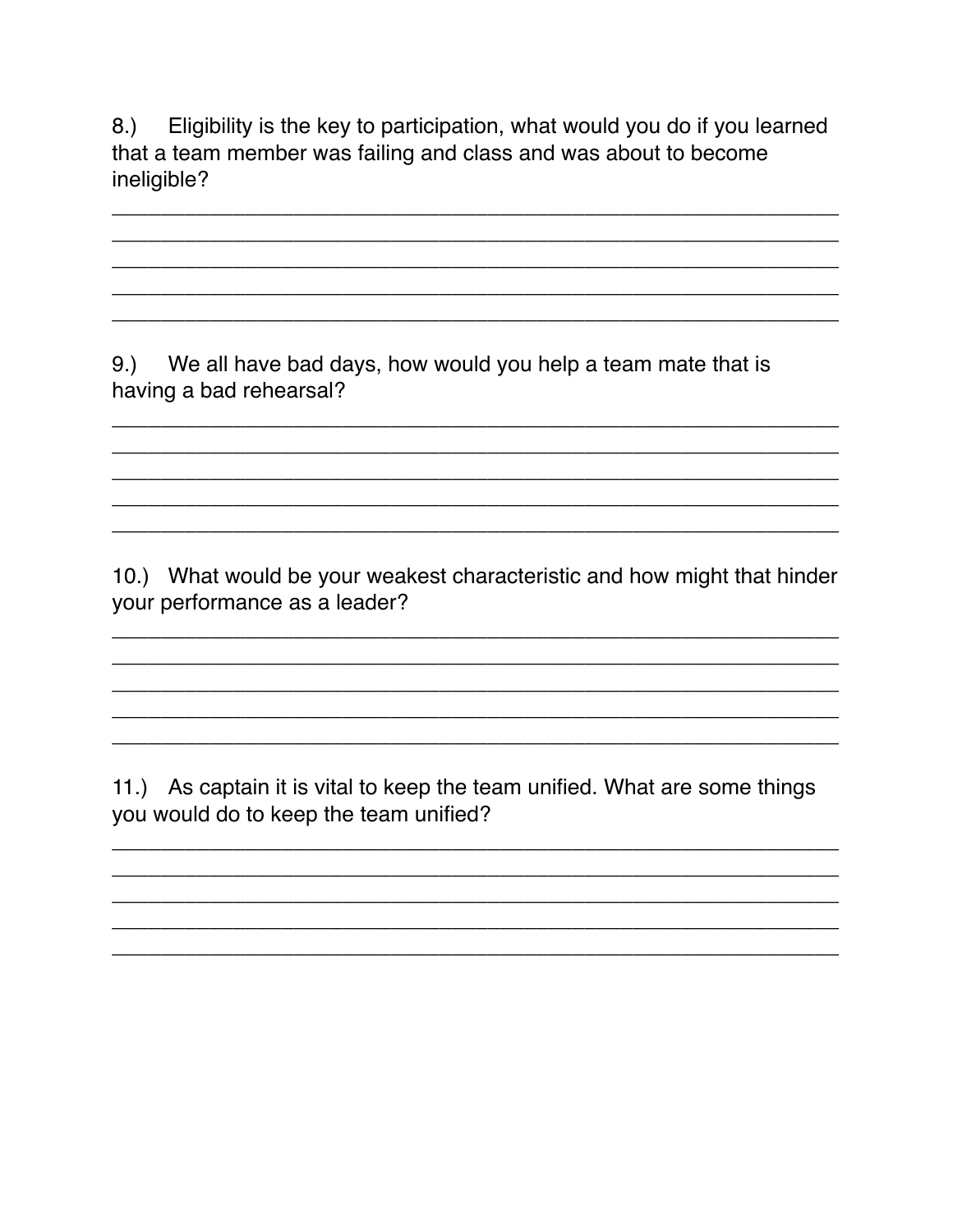8.) Eligibility is the key to participation, what would you do if you learned that a team member was failing and class and was about to become ineligible?

_____________________________________________________________
_____________________________________________________________
_____________________________________________________________
_____________________________________________________________
_____________________________________________________________

9.) We all have bad days, how would you help a team mate that is having a bad rehearsal?

_____________________________________________________________
_____________________________________________________________
_____________________________________________________________
_____________________________________________________________
_____________________________________________________________

10.) What would be your weakest characteristic and how might that hinder your performance as a leader?

_____________________________________________________________
_____________________________________________________________
_____________________________________________________________
_____________________________________________________________
_____________________________________________________________

11.) As captain it is vital to keep the team unified. What are some things you would do to keep the team unified?

_____________________________________________________________
_____________________________________________________________
_____________________________________________________________
_____________________________________________________________
_____________________________________________________________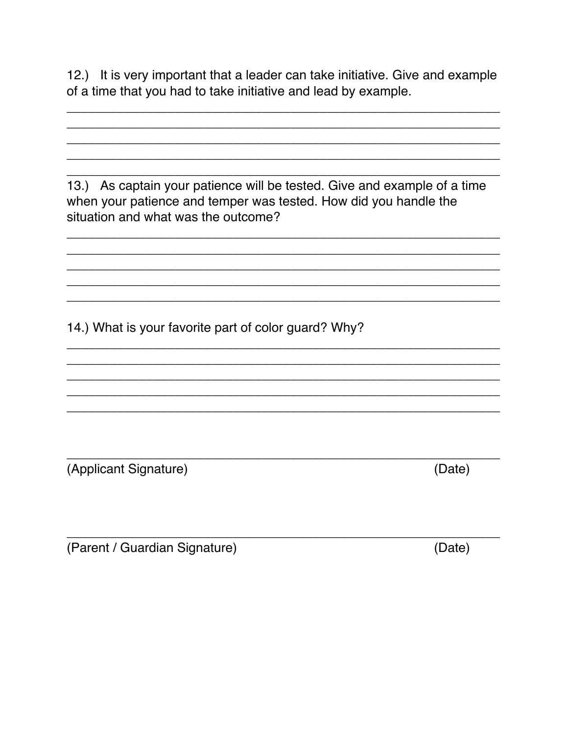12.) It is very important that a leader can take initiative. Give and example of a time that you had to take initiative and lead by example.

_______________________________________________________________
_______________________________________________________________
_______________________________________________________________
_______________________________________________________________
_______________________________________________________________

13.) As captain your patience will be tested. Give and example of a time when your patience and temper was tested. How did you handle the situation and what was the outcome?

_______________________________________________________________
_______________________________________________________________
_______________________________________________________________
_______________________________________________________________
_______________________________________________________________

14.) What is your favorite part of color guard? Why?

_______________________________________________________________
_______________________________________________________________
_______________________________________________________________
_______________________________________________________________
_______________________________________________________________

_______________________________________________________________
(Applicant Signature) (Date)

_______________________________________________________________
(Parent / Guardian Signature) (Date)